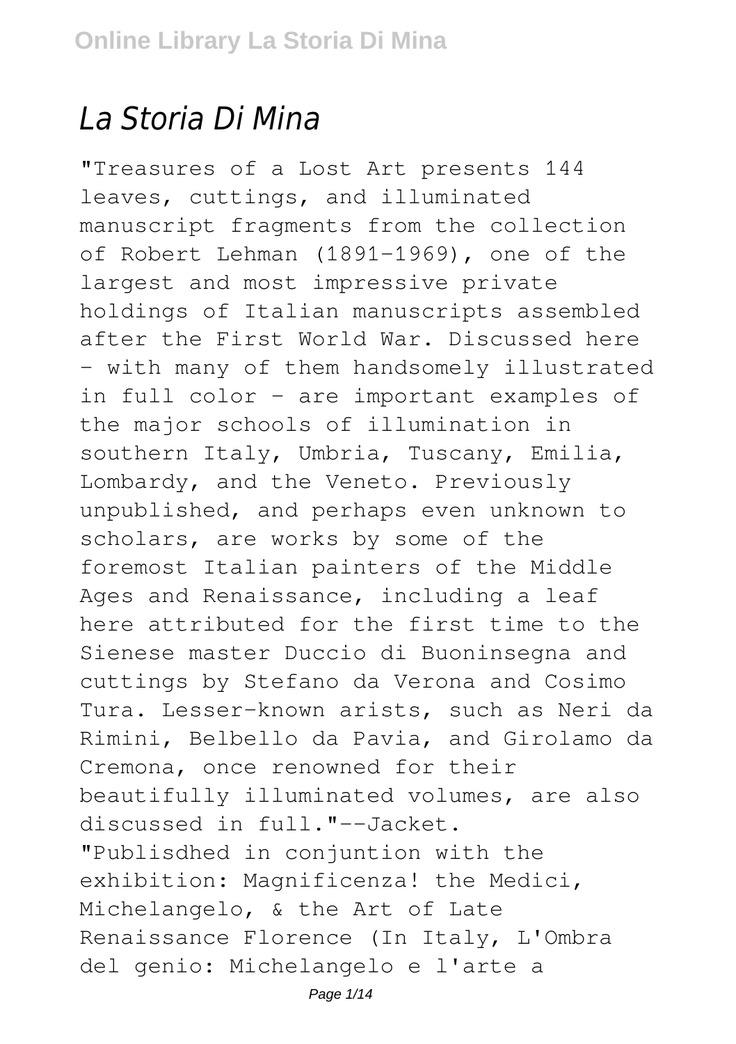# *La Storia Di Mina*

"Treasures of a Lost Art presents 144 leaves, cuttings, and illuminated manuscript fragments from the collection of Robert Lehman (1891-1969), one of the largest and most impressive private holdings of Italian manuscripts assembled after the First World War. Discussed here - with many of them handsomely illustrated in full color - are important examples of the major schools of illumination in southern Italy, Umbria, Tuscany, Emilia, Lombardy, and the Veneto. Previously unpublished, and perhaps even unknown to scholars, are works by some of the foremost Italian painters of the Middle Ages and Renaissance, including a leaf here attributed for the first time to the Sienese master Duccio di Buoninsegna and cuttings by Stefano da Verona and Cosimo Tura. Lesser-known arists, such as Neri da Rimini, Belbello da Pavia, and Girolamo da Cremona, once renowned for their beautifully illuminated volumes, are also discussed in full."--Jacket.

"Publisdhed in conjuntion with the exhibition: Magnificenza! the Medici, Michelangelo, & the Art of Late Renaissance Florence (In Italy, L'Ombra del genio: Michelangelo e l'arte a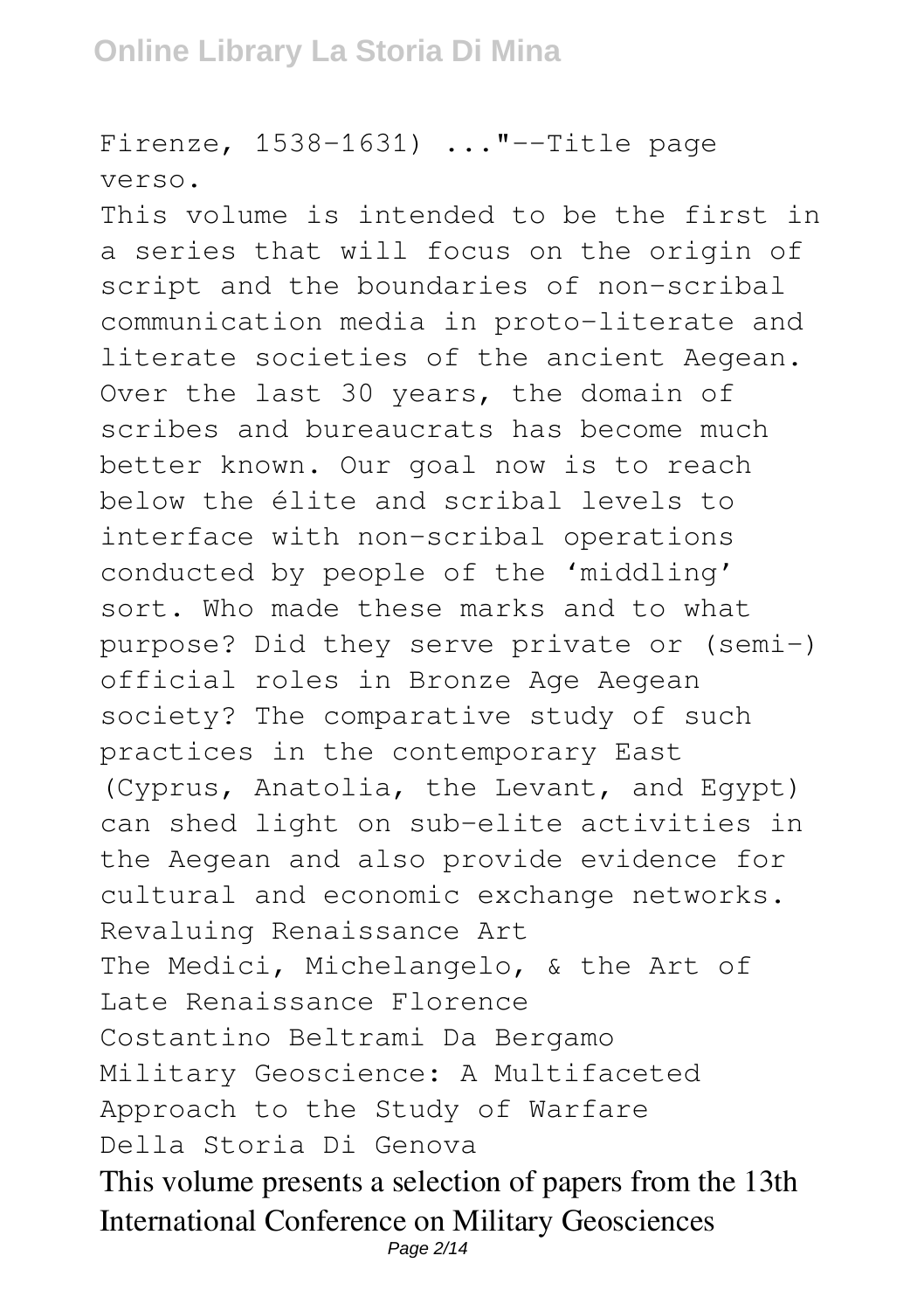Firenze, 1538-1631) ..."--Title page verso.

This volume is intended to be the first in a series that will focus on the origin of script and the boundaries of non-scribal communication media in proto-literate and literate societies of the ancient Aegean. Over the last 30 years, the domain of scribes and bureaucrats has become much better known. Our goal now is to reach below the élite and scribal levels to interface with non-scribal operations conducted by people of the 'middling' sort. Who made these marks and to what purpose? Did they serve private or (semi-) official roles in Bronze Age Aegean society? The comparative study of such practices in the contemporary East (Cyprus, Anatolia, the Levant, and Egypt) can shed light on sub-elite activities in the Aegean and also provide evidence for cultural and economic exchange networks.

Revaluing Renaissance Art

The Medici, Michelangelo, & the Art of Late Renaissance Florence

Costantino Beltrami Da Bergamo

Military Geoscience: A Multifaceted Approach to the Study of Warfare

Della Storia Di Genova

This volume presents a selection of papers from the 13th International Conference on Military Geosciences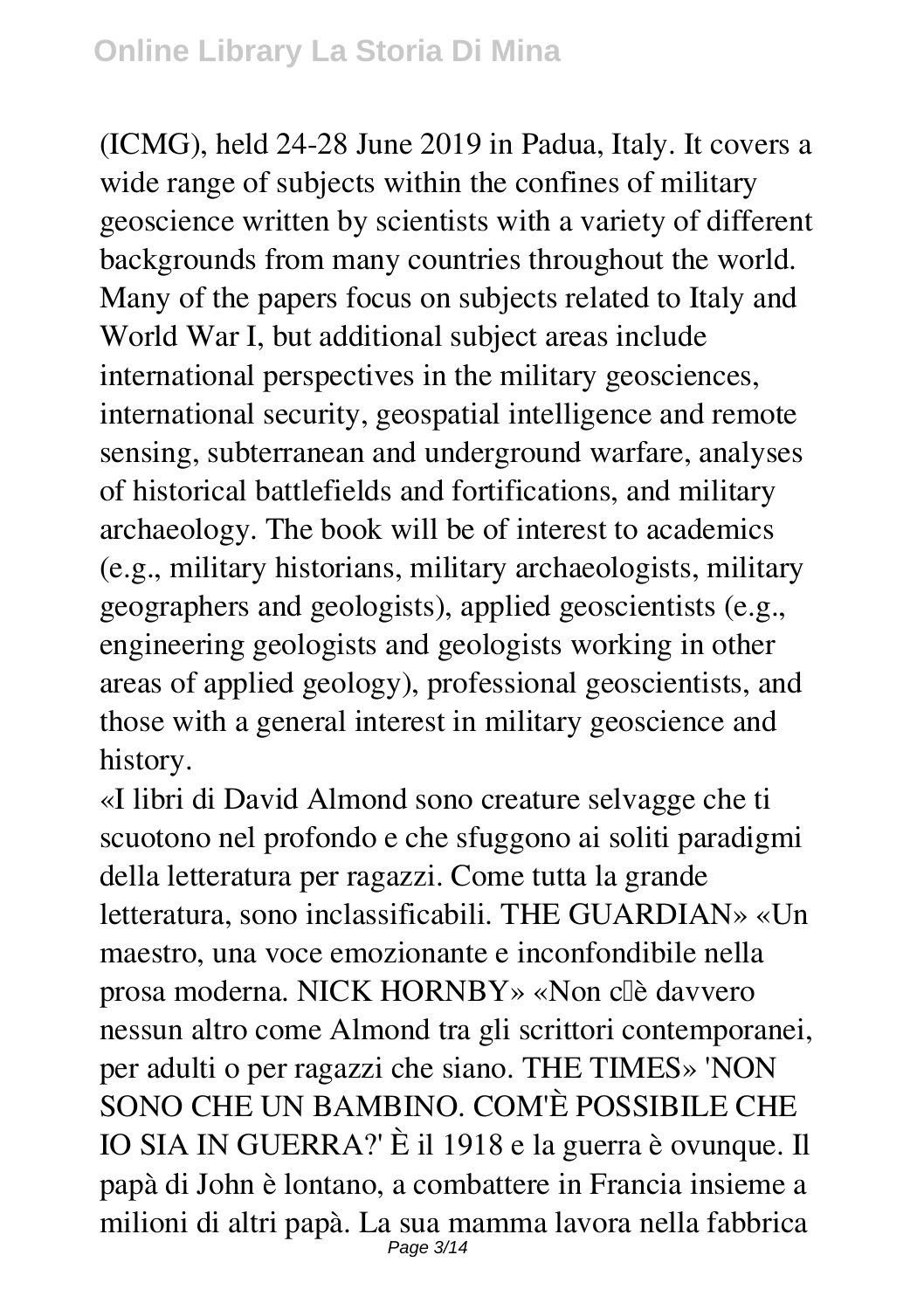(ICMG), held 24-28 June 2019 in Padua, Italy. It covers a wide range of subjects within the confines of military geoscience written by scientists with a variety of different backgrounds from many countries throughout the world. Many of the papers focus on subjects related to Italy and World War I, but additional subject areas include international perspectives in the military geosciences, international security, geospatial intelligence and remote sensing, subterranean and underground warfare, analyses of historical battlefields and fortifications, and military archaeology. The book will be of interest to academics (e.g., military historians, military archaeologists, military geographers and geologists), applied geoscientists (e.g., engineering geologists and geologists working in other areas of applied geology), professional geoscientists, and those with a general interest in military geoscience and history.

«I libri di David Almond sono creature selvagge che ti scuotono nel profondo e che sfuggono ai soliti paradigmi della letteratura per ragazzi. Come tutta la grande letteratura, sono inclassificabili. THE GUARDIAN» «Un maestro, una voce emozionante e inconfondibile nella prosa moderna. NICK HORNBY» «Non c'è davvero nessun altro come Almond tra gli scrittori contemporanei, per adulti o per ragazzi che siano. THE TIMES» 'NON SONO CHE UN BAMBINO. COM'È POSSIBILE CHE IO SIA IN GUERRA?' È il 1918 e la guerra è ovunque. Il papà di John è lontano, a combattere in Francia insieme a milioni di altri papà. La sua mamma lavora nella fabbrica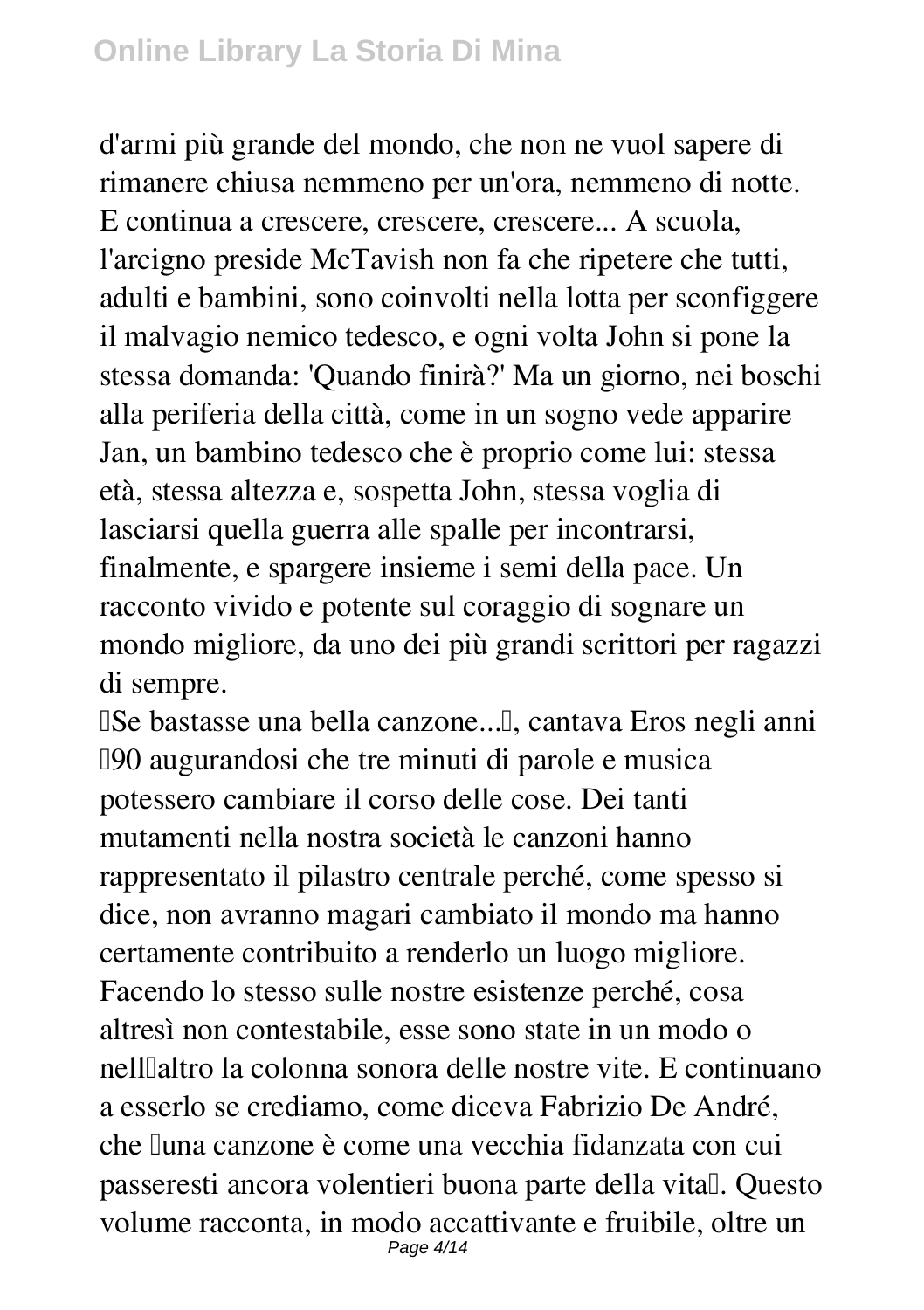d'armi più grande del mondo, che non ne vuol sapere di rimanere chiusa nemmeno per un'ora, nemmeno di notte. E continua a crescere, crescere, crescere... A scuola, l'arcigno preside McTavish non fa che ripetere che tutti, adulti e bambini, sono coinvolti nella lotta per sconfiggere il malvagio nemico tedesco, e ogni volta John si pone la stessa domanda: 'Quando finirà?' Ma un giorno, nei boschi alla periferia della città, come in un sogno vede apparire Jan, un bambino tedesco che è proprio come lui: stessa età, stessa altezza e, sospetta John, stessa voglia di lasciarsi quella guerra alle spalle per incontrarsi, finalmente, e spargere insieme i semi della pace. Un racconto vivido e potente sul coraggio di sognare un mondo migliore, da uno dei più grandi scrittori per ragazzi di sempre.

Se bastasse una bella canzone..., cantava Eros negli anni 90 augurandosi che tre minuti di parole e musica potessero cambiare il corso delle cose. Dei tanti mutamenti nella nostra società le canzoni hanno rappresentato il pilastro centrale perché, come spesso si dice, non avranno magari cambiato il mondo ma hanno certamente contribuito a renderlo un luogo migliore. Facendo lo stesso sulle nostre esistenze perché, cosa altresì non contestabile, esse sono state in un modo o nell'altro la colonna sonora delle nostre vite. E continuano a esserlo se crediamo, come diceva Fabrizio De André, che una canzone è come una vecchia fidanzata con cui passeresti ancora volentieri buona parte della vita. Questo volume racconta, in modo accattivante e fruibile, oltre un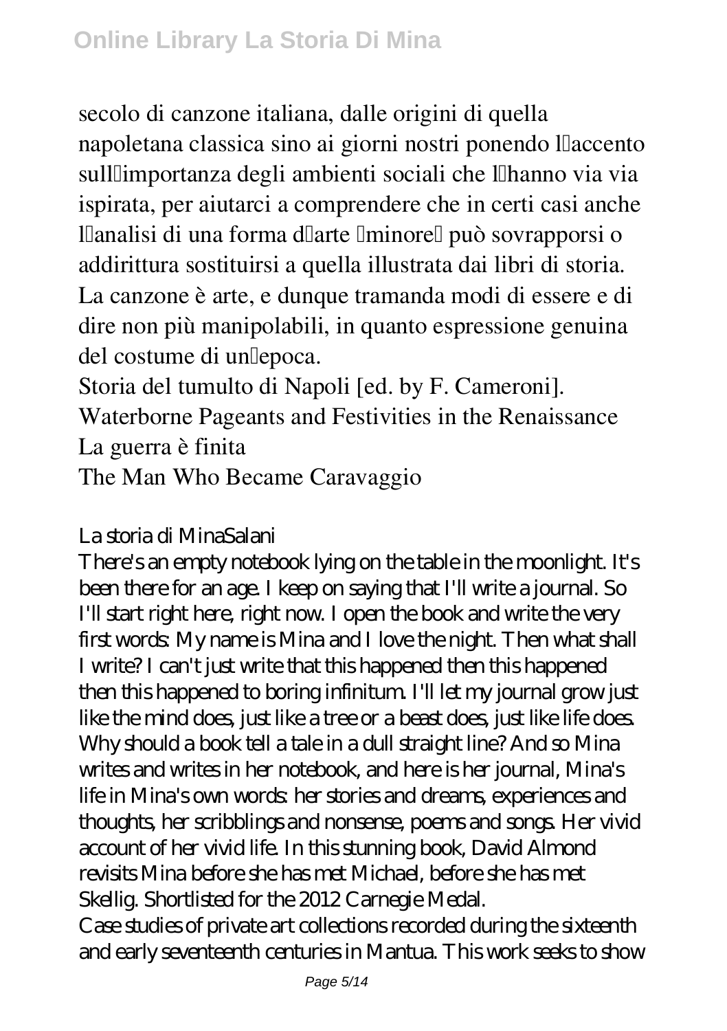secolo di canzone italiana, dalle origini di quella napoletana classica sino ai giorni nostri ponendo l'accento sull'importanza degli ambienti sociali che l'hanno via via ispirata, per aiutarci a comprendere che in certi casi anche l'analisi di una forma d'arte "minore" può sovrapporsi o addirittura sostituirsi a quella illustrata dai libri di storia. La canzone è arte, e dunque tramanda modi di essere e di dire non più manipolabili, in quanto espressione genuina del costume di un'epoca.

Storia del tumulto di Napoli [ed. by F. Cameroni].
Waterborne Pageants and Festivities in the Renaissance
La guerra è finita
The Man Who Became Caravaggio

La storia di MinaSalani

There's an empty notebook lying on the table in the moonlight. It's been there for an age. I keep on saying that I'll write a journal. So I'll start right here, right now. I open the book and write the very first words: My name is Mina and I love the night. Then what shall I write? I can't just write that this happened then this happened then this happened to boring infinitum. I'll let my journal grow just like the mind does, just like a tree or a beast does, just like life does. Why should a book tell a tale in a dull straight line? And so Mina writes and writes in her notebook, and here is her journal, Mina's life in Mina's own words: her stories and dreams, experiences and thoughts, her scribblings and nonsense, poems and songs. Her vivid account of her vivid life. In this stunning book, David Almond revisits Mina before she has met Michael, before she has met Skellig. Shortlisted for the 2012 Carnegie Medal.

Case studies of private art collections recorded during the sixteenth and early seventeenth centuries in Mantua. This work seeks to show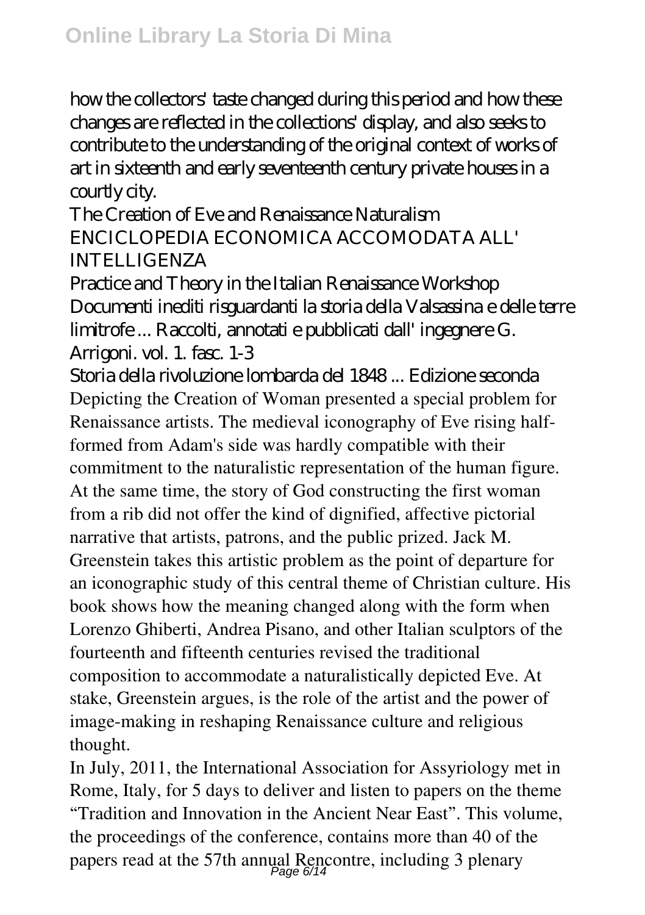how the collectors' taste changed during this period and how these changes are reflected in the collections' display, and also seeks to contribute to the understanding of the original context of works of art in sixteenth and early seventeenth century private houses in a courtly city.

The Creation of Eve and Renaissance Naturalism

ENCICLOPEDIA ECONOMICA ACCOMODATA ALL' INTELLIGENZA

Practice and Theory in the Italian Renaissance Workshop

Documenti inediti risguardanti la storia della Valsassina e delle terre limitrofe ... Raccolti, annotati e pubblicati dall' ingegnere G. Arrigoni. vol. 1. fasc. 1-3

Storia della rivoluzione lombarda del 1848 ... Edizione seconda

Depicting the Creation of Woman presented a special problem for Renaissance artists. The medieval iconography of Eve rising half-formed from Adam's side was hardly compatible with their commitment to the naturalistic representation of the human figure. At the same time, the story of God constructing the first woman from a rib did not offer the kind of dignified, affective pictorial narrative that artists, patrons, and the public prized. Jack M. Greenstein takes this artistic problem as the point of departure for an iconographic study of this central theme of Christian culture. His book shows how the meaning changed along with the form when Lorenzo Ghiberti, Andrea Pisano, and other Italian sculptors of the fourteenth and fifteenth centuries revised the traditional composition to accommodate a naturalistically depicted Eve. At stake, Greenstein argues, is the role of the artist and the power of image-making in reshaping Renaissance culture and religious thought.

In July, 2011, the International Association for Assyriology met in Rome, Italy, for 5 days to deliver and listen to papers on the theme "Tradition and Innovation in the Ancient Near East". This volume, the proceedings of the conference, contains more than 40 of the papers read at the 57th annual Rencontre, including 3 plenary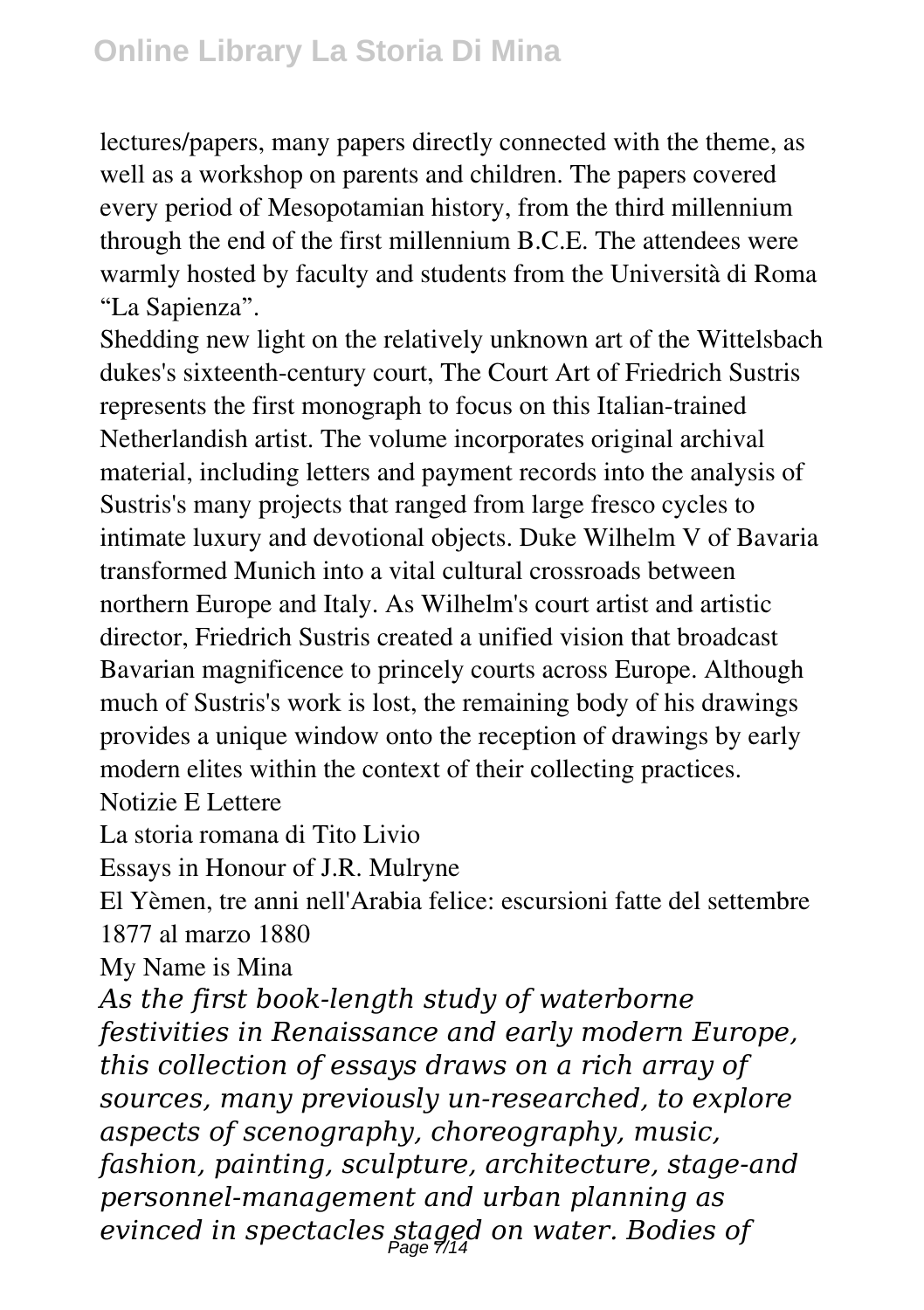lectures/papers, many papers directly connected with the theme, as well as a workshop on parents and children. The papers covered every period of Mesopotamian history, from the third millennium through the end of the first millennium B.C.E. The attendees were warmly hosted by faculty and students from the Università di Roma "La Sapienza".

Shedding new light on the relatively unknown art of the Wittelsbach dukes's sixteenth-century court, The Court Art of Friedrich Sustris represents the first monograph to focus on this Italian-trained Netherlandish artist. The volume incorporates original archival material, including letters and payment records into the analysis of Sustris's many projects that ranged from large fresco cycles to intimate luxury and devotional objects. Duke Wilhelm V of Bavaria transformed Munich into a vital cultural crossroads between northern Europe and Italy. As Wilhelm's court artist and artistic director, Friedrich Sustris created a unified vision that broadcast Bavarian magnificence to princely courts across Europe. Although much of Sustris's work is lost, the remaining body of his drawings provides a unique window onto the reception of drawings by early modern elites within the context of their collecting practices.

Notizie E Lettere

La storia romana di Tito Livio

Essays in Honour of J.R. Mulryne

El Yèmen, tre anni nell'Arabia felice: escursioni fatte del settembre 1877 al marzo 1880

My Name is Mina

*As the first book-length study of waterborne festivities in Renaissance and early modern Europe, this collection of essays draws on a rich array of sources, many previously un-researched, to explore aspects of scenography, choreography, music, fashion, painting, sculpture, architecture, stage-and personnel-management and urban planning as evinced in spectacles staged on water. Bodies of*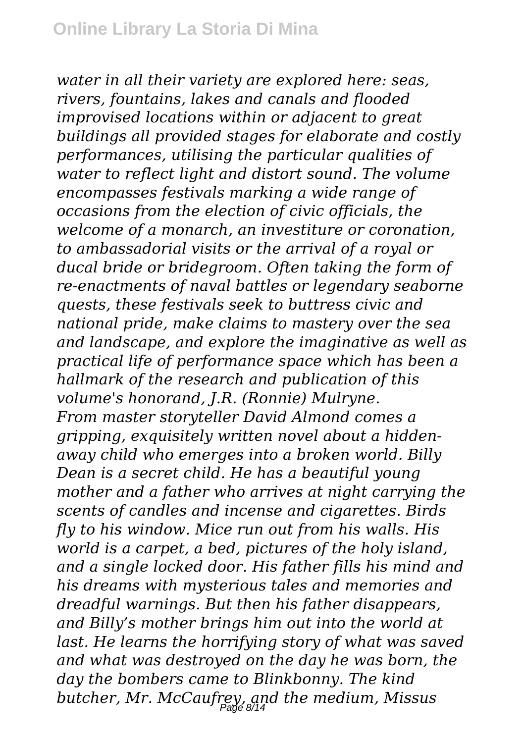*water in all their variety are explored here: seas, rivers, fountains, lakes and canals and flooded improvised locations within or adjacent to great buildings all provided stages for elaborate and costly performances, utilising the particular qualities of water to reflect light and distort sound. The volume encompasses festivals marking a wide range of occasions from the election of civic officials, the welcome of a monarch, an investiture or coronation, to ambassadorial visits or the arrival of a royal or ducal bride or bridegroom. Often taking the form of re-enactments of naval battles or legendary seaborne quests, these festivals seek to buttress civic and national pride, make claims to mastery over the sea and landscape, and explore the imaginative as well as practical life of performance space which has been a hallmark of the research and publication of this volume's honorand, J.R. (Ronnie) Mulryne.*

*From master storyteller David Almond comes a gripping, exquisitely written novel about a hidden-away child who emerges into a broken world. Billy Dean is a secret child. He has a beautiful young mother and a father who arrives at night carrying the scents of candles and incense and cigarettes. Birds fly to his window. Mice run out from his walls. His world is a carpet, a bed, pictures of the holy island, and a single locked door. His father fills his mind and his dreams with mysterious tales and memories and dreadful warnings. But then his father disappears, and Billy's mother brings him out into the world at last. He learns the horrifying story of what was saved and what was destroyed on the day he was born, the day the bombers came to Blinkbonny. The kind butcher, Mr. McCaufrey, and the medium, Missus*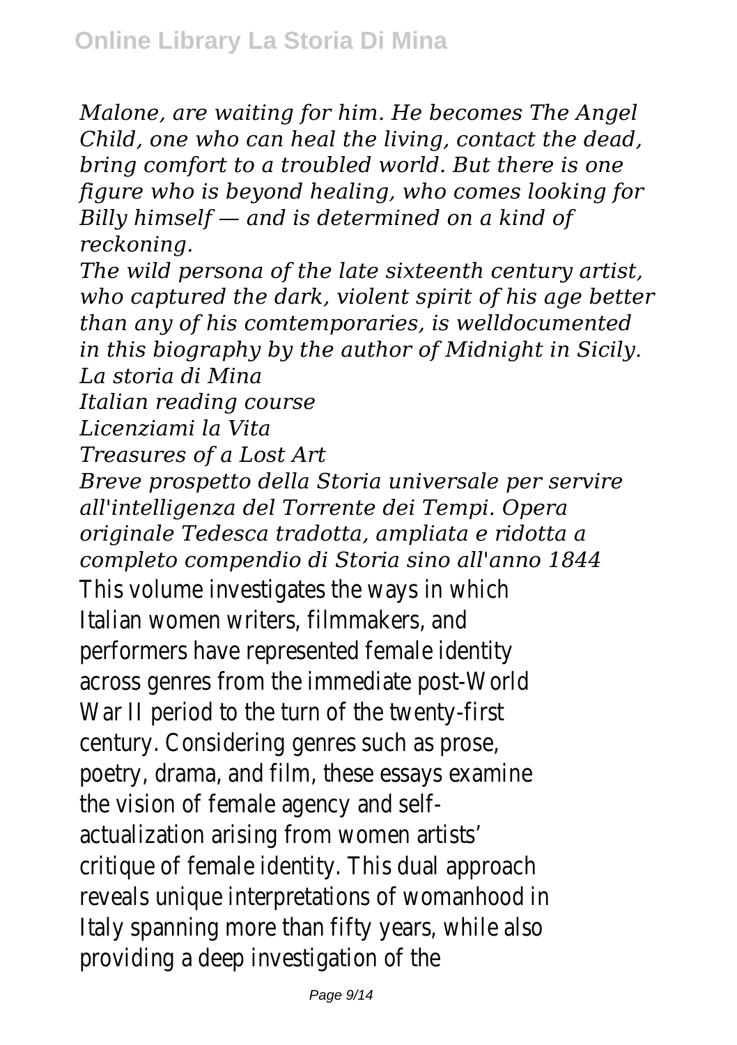*Malone, are waiting for him. He becomes The Angel Child, one who can heal the living, contact the dead, bring comfort to a troubled world. But there is one figure who is beyond healing, who comes looking for Billy himself — and is determined on a kind of reckoning.*

*The wild persona of the late sixteenth century artist, who captured the dark, violent spirit of his age better than any of his comtemporaries, is welldocumented in this biography by the author of Midnight in Sicily.*

*La storia di Mina*

*Italian reading course*

*Licenziami la Vita*

*Treasures of a Lost Art*

*Breve prospetto della Storia universale per servire all'intelligenza del Torrente dei Tempi. Opera originale Tedesca tradotta, ampliata e ridotta a completo compendio di Storia sino all'anno 1844*

This volume investigates the ways in which Italian women writers, filmmakers, and performers have represented female identity across genres from the immediate post-World War II period to the turn of the twenty-first century. Considering genres such as prose, poetry, drama, and film, these essays examine the vision of female agency and self-actualization arising from women artists' critique of female identity. This dual approach reveals unique interpretations of womanhood in Italy spanning more than fifty years, while also providing a deep investigation of the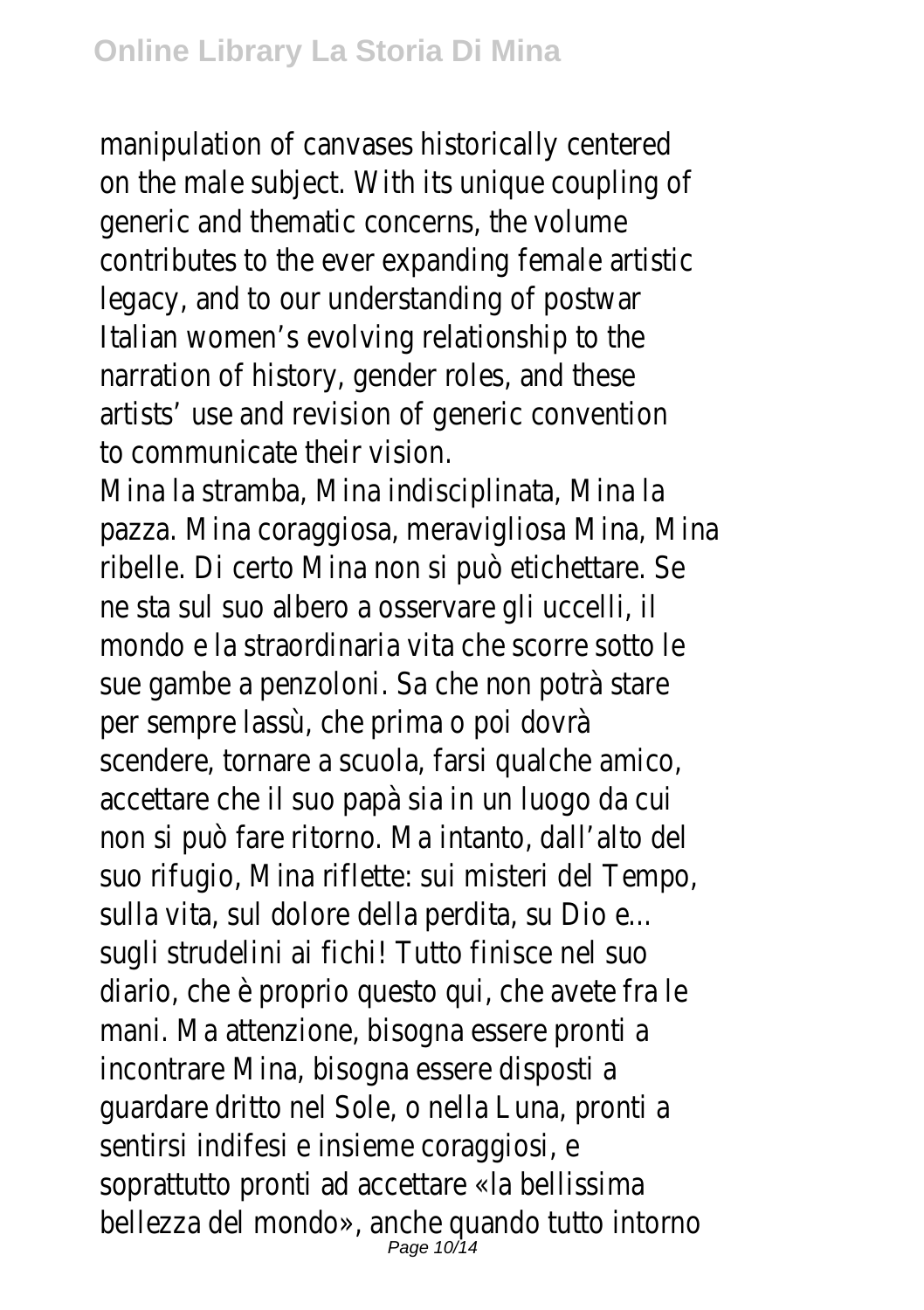manipulation of canvases historically centered on the male subject. With its unique coupling of generic and thematic concerns, the volume contributes to the ever expanding female artistic legacy, and to our understanding of postwar Italian women's evolving relationship to the narration of history, gender roles, and these artists' use and revision of generic convention to communicate their vision.

Mina la stramba, Mina indisciplinata, Mina la pazza. Mina coraggiosa, meravigliosa Mina, Mina ribelle. Di certo Mina non si può etichettare. Se ne sta sul suo albero a osservare gli uccelli, il mondo e la straordinaria vita che scorre sotto le sue gambe a penzoloni. Sa che non potrà stare per sempre lassù, che prima o poi dovrà scendere, tornare a scuola, farsi qualche amico, accettare che il suo papà sia in un luogo da cui non si può fare ritorno. Ma intanto, dall'alto del suo rifugio, Mina riflette: sui misteri del Tempo, sulla vita, sul dolore della perdita, su Dio e... sugli strudelini ai fichi! Tutto finisce nel suo diario, che è proprio questo qui, che avete fra le mani. Ma attenzione, bisogna essere pronti a incontrare Mina, bisogna essere disposti a guardare dritto nel Sole, o nella Luna, pronti a sentirsi indifesi e insieme coraggiosi, e soprattutto pronti ad accettare «la bellissima bellezza del mondo», anche quando tutto intorno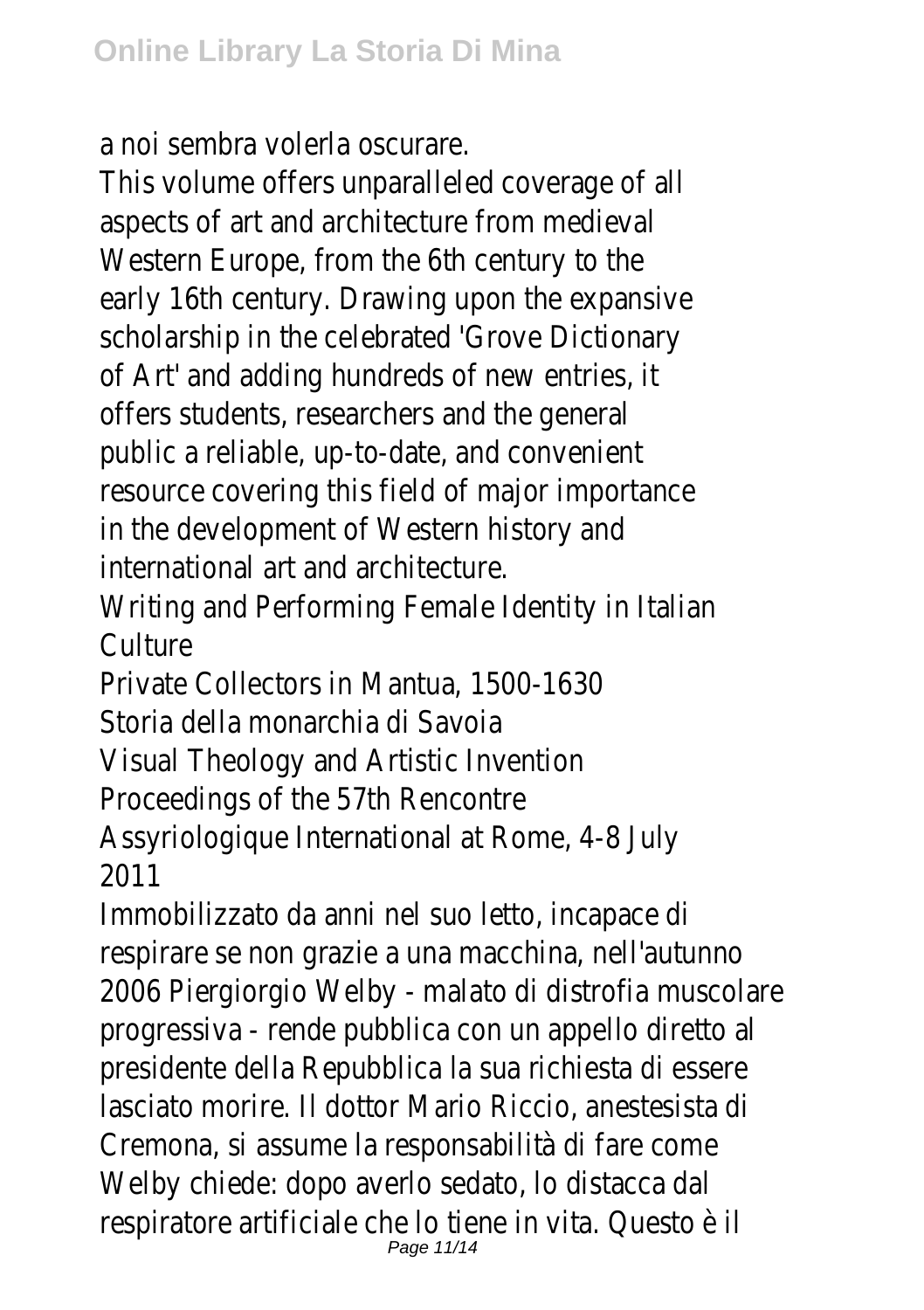a noi sembra volerla oscurare.

This volume offers unparalleled coverage of all aspects of art and architecture from medieval Western Europe, from the 6th century to the early 16th century. Drawing upon the expansive scholarship in the celebrated 'Grove Dictionary of Art' and adding hundreds of new entries, it offers students, researchers and the general public a reliable, up-to-date, and convenient resource covering this field of major importance in the development of Western history and international art and architecture.

Writing and Performing Female Identity in Italian Culture

Private Collectors in Mantua, 1500-1630

Storia della monarchia di Savoia

Visual Theology and Artistic Invention

Proceedings of the 57th Rencontre Assyriologique International at Rome, 4-8 July 2011

Immobilizzato da anni nel suo letto, incapace di respirare se non grazie a una macchina, nell'autunno 2006 Piergiorgio Welby - malato di distrofia muscolare progressiva - rende pubblica con un appello diretto al presidente della Repubblica la sua richiesta di essere lasciato morire. Il dottor Mario Riccio, anestesista di Cremona, si assume la responsabilità di fare come Welby chiede: dopo averlo sedato, lo distacca dal respiratore artificiale che lo tiene in vita. Questo è il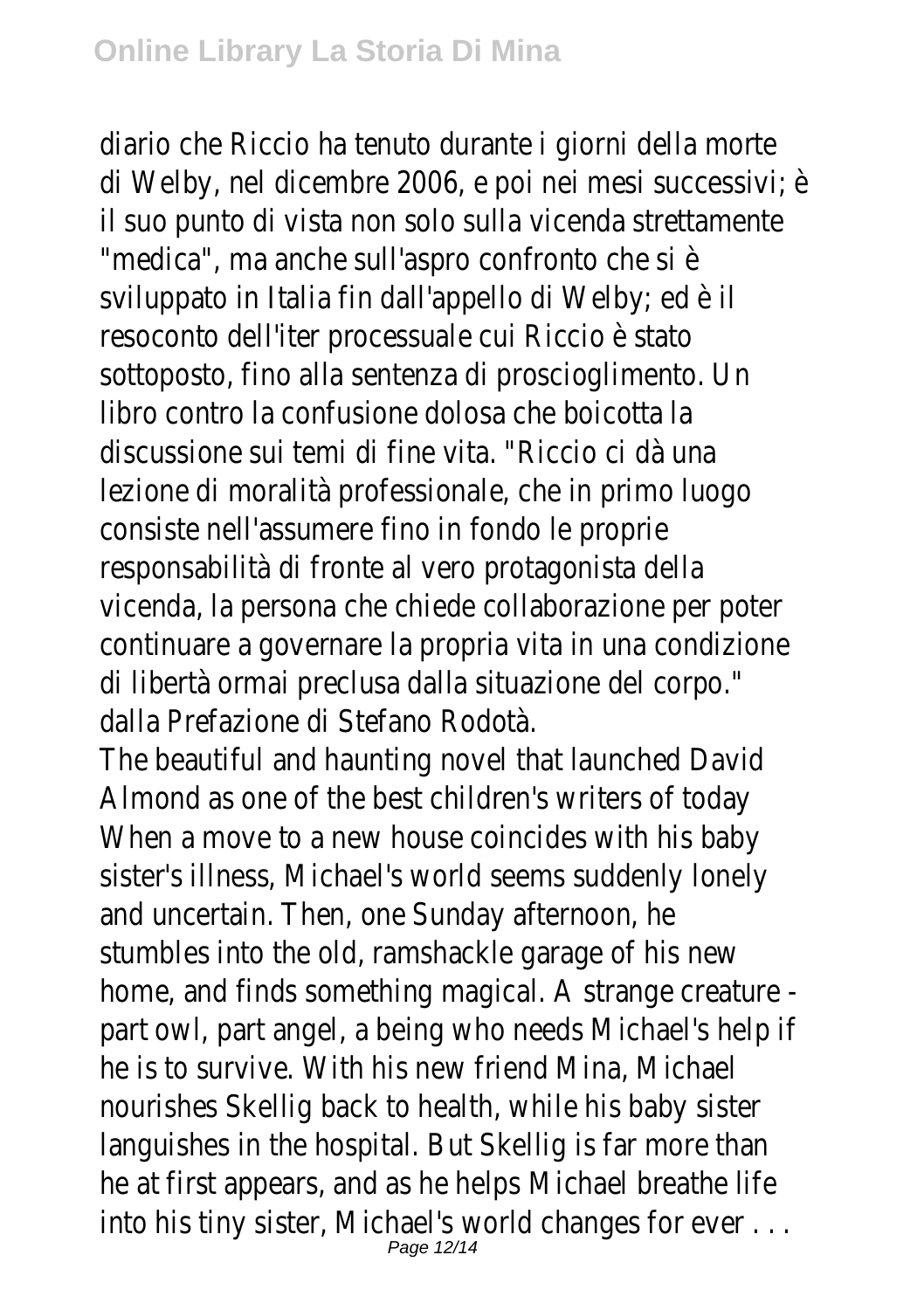diario che Riccio ha tenuto durante i giorni della morte di Welby, nel dicembre 2006, e poi nei mesi successivi; è il suo punto di vista non solo sulla vicenda strettamente "medica", ma anche sull'aspro confronto che si è sviluppato in Italia fin dall'appello di Welby; ed è il resoconto dell'iter processuale cui Riccio è stato sottoposto, fino alla sentenza di proscioglimento. Un libro contro la confusione dolosa che boicotta la discussione sui temi di fine vita. "Riccio ci dà una lezione di moralità professionale, che in primo luogo consiste nell'assumere fino in fondo le proprie responsabilità di fronte al vero protagonista della vicenda, la persona che chiede collaborazione per poter continuare a governare la propria vita in una condizione di libertà ormai preclusa dalla situazione del corpo." dalla Prefazione di Stefano Rodotà.

The beautiful and haunting novel that launched David Almond as one of the best children's writers of today When a move to a new house coincides with his baby sister's illness, Michael's world seems suddenly lonely and uncertain. Then, one Sunday afternoon, he stumbles into the old, ramshackle garage of his new home, and finds something magical. A strange creature - part owl, part angel, a being who needs Michael's help if he is to survive. With his new friend Mina, Michael nourishes Skellig back to health, while his baby sister languishes in the hospital. But Skellig is far more than he at first appears, and as he helps Michael breathe life into his tiny sister, Michael's world changes for ever . . .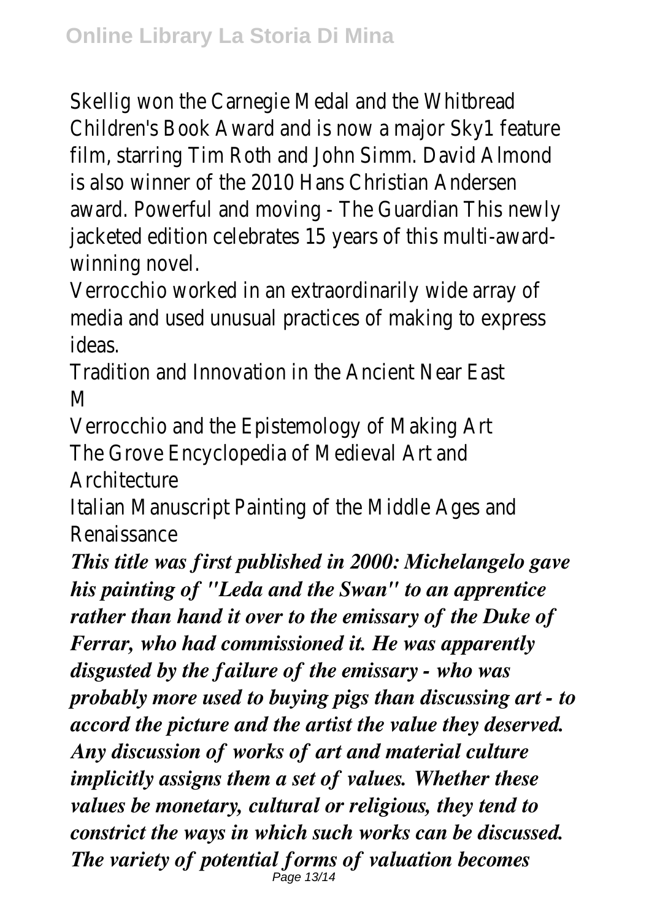Skellig won the Carnegie Medal and the Whitbread Children's Book Award and is now a major Sky1 feature film, starring Tim Roth and John Simm. David Almond is also winner of the 2010 Hans Christian Andersen award. Powerful and moving - The Guardian This newly jacketed edition celebrates 15 years of this multi-award-winning novel.

Verrocchio worked in an extraordinarily wide array of media and used unusual practices of making to express ideas.

Tradition and Innovation in the Ancient Near East

M

Verrocchio and the Epistemology of Making Art

The Grove Encyclopedia of Medieval Art and Architecture

Italian Manuscript Painting of the Middle Ages and Renaissance

***This title was first published in 2000: Michelangelo gave his painting of "Leda and the Swan" to an apprentice rather than hand it over to the emissary of the Duke of Ferrar, who had commissioned it. He was apparently disgusted by the failure of the emissary - who was probably more used to buying pigs than discussing art - to accord the picture and the artist the value they deserved. Any discussion of works of art and material culture implicitly assigns them a set of values. Whether these values be monetary, cultural or religious, they tend to constrict the ways in which such works can be discussed. The variety of potential forms of valuation becomes***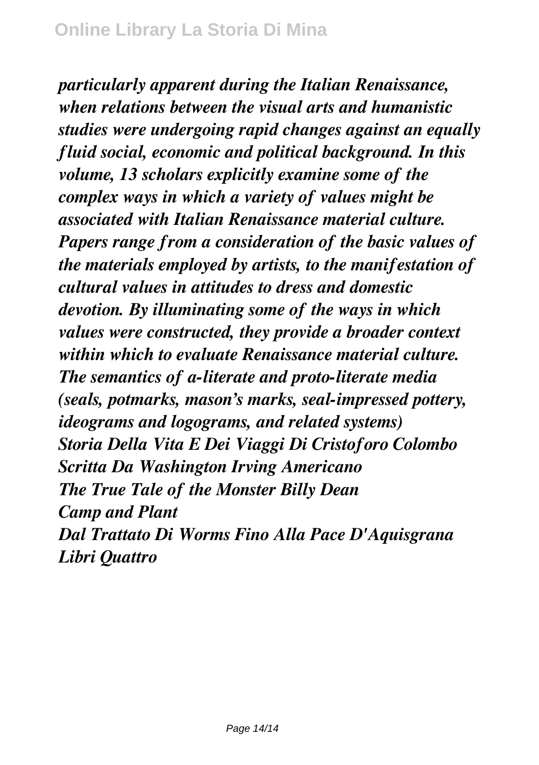*particularly apparent during the Italian Renaissance, when relations between the visual arts and humanistic studies were undergoing rapid changes against an equally fluid social, economic and political background. In this volume, 13 scholars explicitly examine some of the complex ways in which a variety of values might be associated with Italian Renaissance material culture. Papers range from a consideration of the basic values of the materials employed by artists, to the manifestation of cultural values in attitudes to dress and domestic devotion. By illuminating some of the ways in which values were constructed, they provide a broader context within which to evaluate Renaissance material culture.*

*The semantics of a-literate and proto-literate media (seals, potmarks, mason's marks, seal-impressed pottery, ideograms and logograms, and related systems)*

*Storia Della Vita E Dei Viaggi Di Cristoforo Colombo Scritta Da Washington Irving Americano*

*The True Tale of the Monster Billy Dean*

*Camp and Plant*

*Dal Trattato Di Worms Fino Alla Pace D'Aquisgrana Libri Quattro*